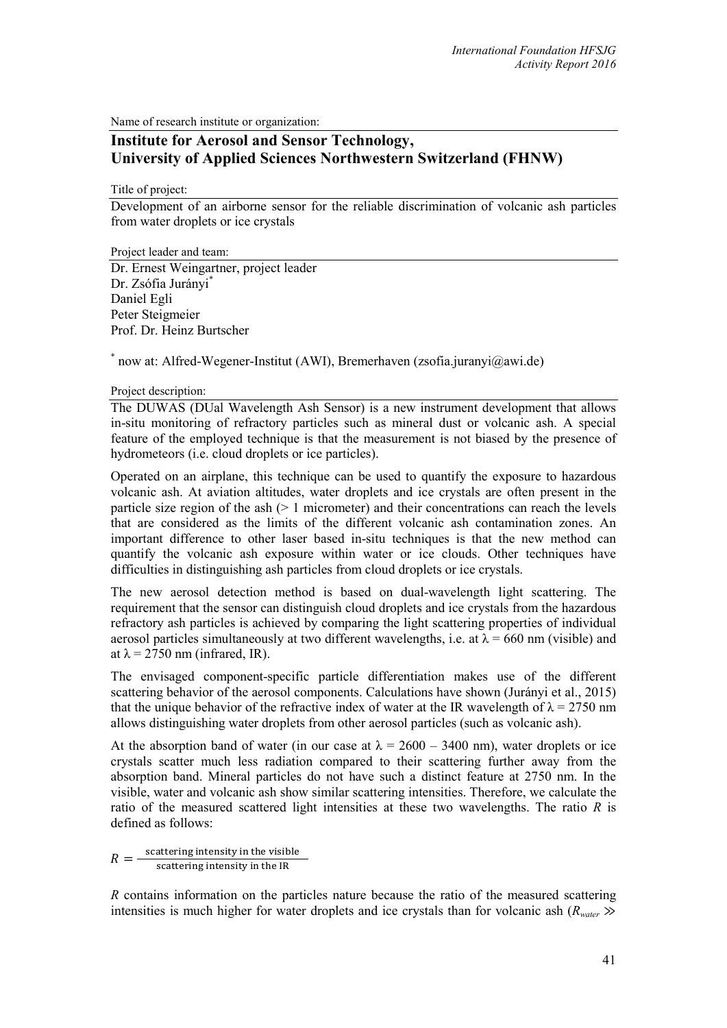Name of research institute or organization:

## Institute for Aerosol and Sensor Technology, University of Applied Sciences Northwestern Switzerland (FHNW)

Title of project:

Development of an airborne sensor for the reliable discrimination of volcanic ash particles from water droplets or ice crystals

Project leader and team:

Dr. Ernest Weingartner, project leader
Dr. Zsófia Jurányi*
Daniel Egli
Peter Steigmeier
Prof. Dr. Heinz Burtscher

* now at: Alfred-Wegener-Institut (AWI), Bremerhaven (zsofia.juranyi@awi.de)

Project description:

The DUWAS (DUal Wavelength Ash Sensor) is a new instrument development that allows in-situ monitoring of refractory particles such as mineral dust or volcanic ash. A special feature of the employed technique is that the measurement is not biased by the presence of hydrometeors (i.e. cloud droplets or ice particles).

Operated on an airplane, this technique can be used to quantify the exposure to hazardous volcanic ash. At aviation altitudes, water droplets and ice crystals are often present in the particle size region of the ash (> 1 micrometer) and their concentrations can reach the levels that are considered as the limits of the different volcanic ash contamination zones. An important difference to other laser based in-situ techniques is that the new method can quantify the volcanic ash exposure within water or ice clouds. Other techniques have difficulties in distinguishing ash particles from cloud droplets or ice crystals.

The new aerosol detection method is based on dual-wavelength light scattering. The requirement that the sensor can distinguish cloud droplets and ice crystals from the hazardous refractory ash particles is achieved by comparing the light scattering properties of individual aerosol particles simultaneously at two different wavelengths, i.e. at $\lambda = 660$ nm (visible) and at $\lambda = 2750$ nm (infrared, IR).

The envisaged component-specific particle differentiation makes use of the different scattering behavior of the aerosol components. Calculations have shown (Jurányi et al., 2015) that the unique behavior of the refractive index of water at the IR wavelength of $\lambda = 2750$ nm allows distinguishing water droplets from other aerosol particles (such as volcanic ash).

At the absorption band of water (in our case at $\lambda = 2600 - 3400$ nm), water droplets or ice crystals scatter much less radiation compared to their scattering further away from the absorption band. Mineral particles do not have such a distinct feature at 2750 nm. In the visible, water and volcanic ash show similar scattering intensities. Therefore, we calculate the ratio of the measured scattered light intensities at these two wavelengths. The ratio *R* is defined as follows:

$$R = \frac{\text{scattering intensity in the visible}}{\text{scattering intensity in the IR}}$$

*R* contains information on the particles nature because the ratio of the measured scattering intensities is much higher for water droplets and ice crystals than for volcanic ash ($R_{water} \gg$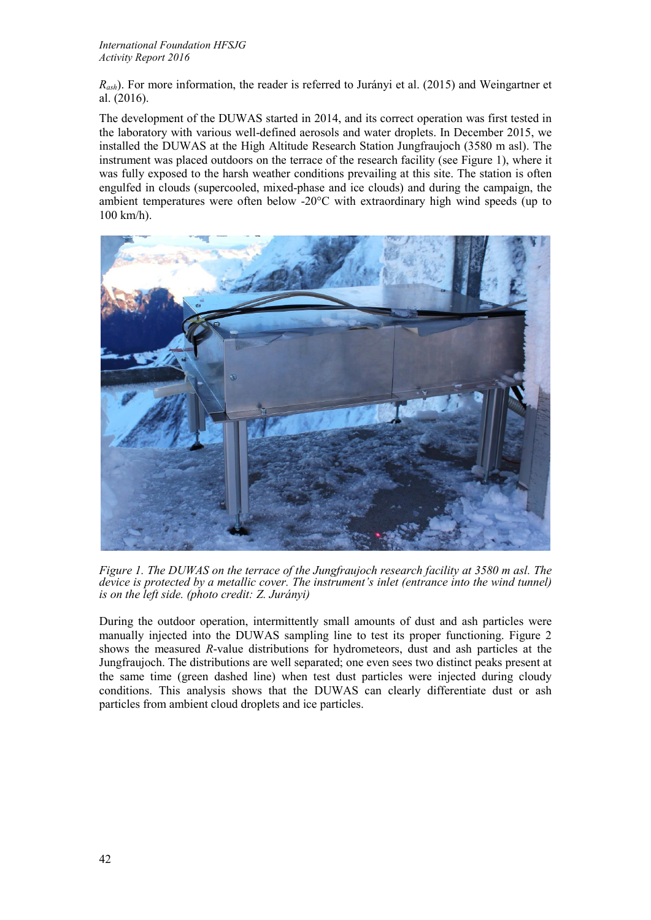$R_{ash}$). For more information, the reader is referred to Jurányi et al. (2015) and Weingartner et al. (2016).

The development of the DUWAS started in 2014, and its correct operation was first tested in the laboratory with various well-defined aerosols and water droplets. In December 2015, we installed the DUWAS at the High Altitude Research Station Jungfraujoch (3580 m asl). The instrument was placed outdoors on the terrace of the research facility (see Figure 1), where it was fully exposed to the harsh weather conditions prevailing at this site. The station is often engulfed in clouds (supercooled, mixed-phase and ice clouds) and during the campaign, the ambient temperatures were often below -20°C with extraordinary high wind speeds (up to 100 km/h).

*Figure 1. The DUWAS on the terrace of the Jungfraujoch research facility at 3580 m asl. The device is protected by a metallic cover. The instrument's inlet (entrance into the wind tunnel) is on the left side. (photo credit: Z. Jurányi)*

During the outdoor operation, intermittently small amounts of dust and ash particles were manually injected into the DUWAS sampling line to test its proper functioning. Figure 2 shows the measured *R*-value distributions for hydrometeors, dust and ash particles at the Jungfraujoch. The distributions are well separated; one even sees two distinct peaks present at the same time (green dashed line) when test dust particles were injected during cloudy conditions. This analysis shows that the DUWAS can clearly differentiate dust or ash particles from ambient cloud droplets and ice particles.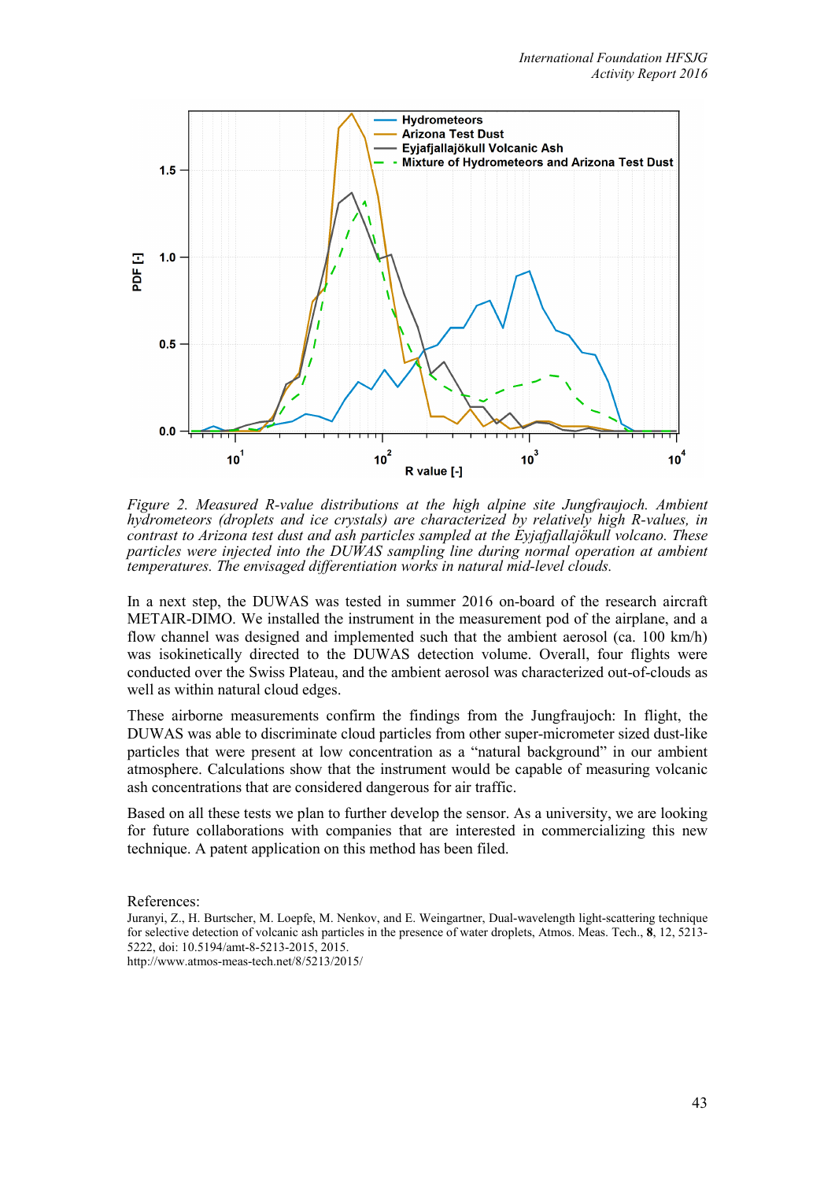Hydrometeors
Arizona Test Dust
Eyjafjallajökull Volcanic Ash
Mixture of Hydrometeors and Arizona Test Dust

PDF [-]

1.5
1.0
0.5
0.0

$10^1$ $10^2$ $10^3$ $10^4$

R value [-]

*Figure 2. Measured R-value distributions at the high alpine site Jungfraujoch. Ambient hydrometeors (droplets and ice crystals) are characterized by relatively high R-values, in contrast to Arizona test dust and ash particles sampled at the Eyjafjallajökull volcano. These particles were injected into the DUWAS sampling line during normal operation at ambient temperatures. The envisaged differentiation works in natural mid-level clouds.*

In a next step, the DUWAS was tested in summer 2016 on-board of the research aircraft METAIR-DIMO. We installed the instrument in the measurement pod of the airplane, and a flow channel was designed and implemented such that the ambient aerosol (ca. 100 km/h) was isokinetically directed to the DUWAS detection volume. Overall, four flights were conducted over the Swiss Plateau, and the ambient aerosol was characterized out-of-clouds as well as within natural cloud edges.

These airborne measurements confirm the findings from the Jungfraujoch: In flight, the DUWAS was able to discriminate cloud particles from other super-micrometer sized dust-like particles that were present at low concentration as a "natural background" in our ambient atmosphere. Calculations show that the instrument would be capable of measuring volcanic ash concentrations that are considered dangerous for air traffic.

Based on all these tests we plan to further develop the sensor. As a university, we are looking for future collaborations with companies that are interested in commercializing this new technique. A patent application on this method has been filed.

References:

Juranyi, Z., H. Burtscher, M. Loepfe, M. Nenkov, and E. Weingartner, Dual-wavelength light-scattering technique for selective detection of volcanic ash particles in the presence of water droplets, Atmos. Meas. Tech., **8**, 12, 5213-5222, doi: 10.5194/amt-8-5213-2015, 2015.
http://www.atmos-meas-tech.net/8/5213/2015/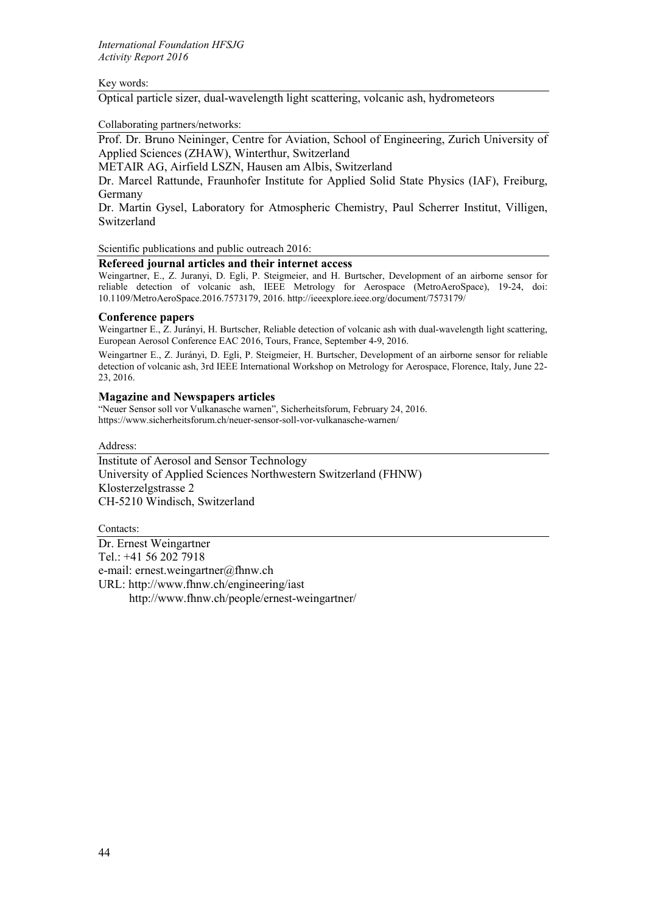Key words:

Optical particle sizer, dual-wavelength light scattering, volcanic ash, hydrometeors

Collaborating partners/networks:

Prof. Dr. Bruno Neininger, Centre for Aviation, School of Engineering, Zurich University of Applied Sciences (ZHAW), Winterthur, Switzerland

METAIR AG, Airfield LSZN, Hausen am Albis, Switzerland

Dr. Marcel Rattunde, Fraunhofer Institute for Applied Solid State Physics (IAF), Freiburg, Germany

Dr. Martin Gysel, Laboratory for Atmospheric Chemistry, Paul Scherrer Institut, Villigen, Switzerland

Scientific publications and public outreach 2016:

### Refereed journal articles and their internet access

Weingartner, E., Z. Juranyi, D. Egli, P. Steigmeier, and H. Burtscher, Development of an airborne sensor for reliable detection of volcanic ash, IEEE Metrology for Aerospace (MetroAeroSpace), 19-24, doi: 10.1109/MetroAeroSpace.2016.7573179, 2016. http://ieeexplore.ieee.org/document/7573179/

### Conference papers

Weingartner E., Z. Jurányi, H. Burtscher, Reliable detection of volcanic ash with dual-wavelength light scattering, European Aerosol Conference EAC 2016, Tours, France, September 4-9, 2016.

Weingartner E., Z. Jurányi, D. Egli, P. Steigmeier, H. Burtscher, Development of an airborne sensor for reliable detection of volcanic ash, 3rd IEEE International Workshop on Metrology for Aerospace, Florence, Italy, June 22-23, 2016.

### Magazine and Newspapers articles

"Neuer Sensor soll vor Vulkanasche warnen", Sicherheitsforum, February 24, 2016.
https://www.sicherheitsforum.ch/neuer-sensor-soll-vor-vulkanasche-warnen/

Address:

Institute of Aerosol and Sensor Technology
University of Applied Sciences Northwestern Switzerland (FHNW)
Klosterzelgstrasse 2
CH-5210 Windisch, Switzerland

Contacts:

Dr. Ernest Weingartner
Tel.: +41 56 202 7918
e-mail: ernest.weingartner@fhnw.ch
URL: http://www.fhnw.ch/engineering/iast
http://www.fhnw.ch/people/ernest-weingartner/